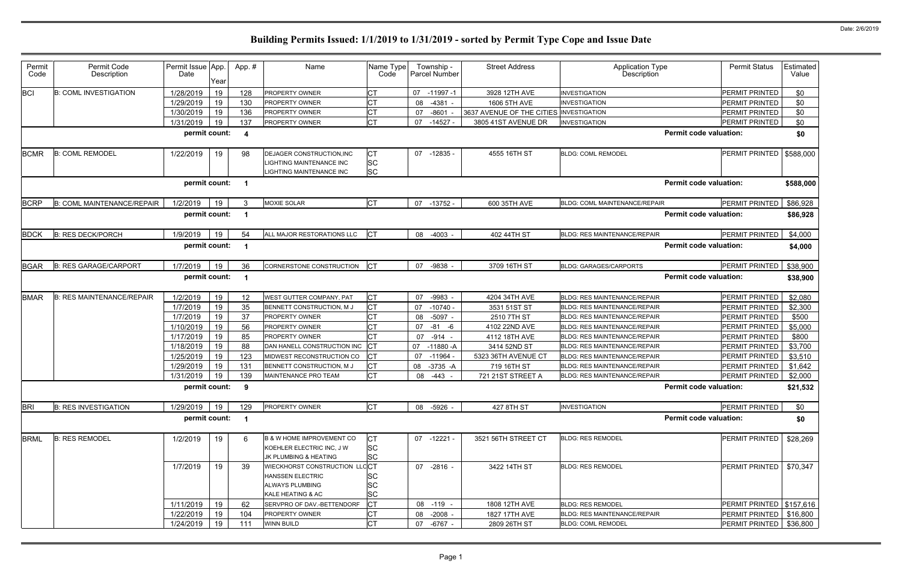Date: 2/6/2019

# Building Permits Issued: 1/1/2019 to 1/31/2019 - sorted by Permit Type Cope and Issue Date

| Permit Code | Permit Code Description | Permit Issue Date | App. Year | App. # | Name | Name Type Code | Township - Parcel Number | Street Address | Application Type Description | Permit Status | Estimated Value |
|---|---|---|---|---|---|---|---|---|---|---|---|
| BCI | B: COML INVESTIGATION | 1/28/2019 | 19 | 128 | PROPERTY OWNER | CT | 07 -11997 -1 | 3928 12TH AVE | INVESTIGATION | PERMIT PRINTED | $0 |
| | | 1/29/2019 | 19 | 130 | PROPERTY OWNER | CT | 08 -4381 - | 1606 5TH AVE | INVESTIGATION | PERMIT PRINTED | $0 |
| | | 1/30/2019 | 19 | 136 | PROPERTY OWNER | CT | 07 -8601 - | 3637 AVENUE OF THE CITIES | INVESTIGATION | PERMIT PRINTED | $0 |
| | | 1/31/2019 | 19 | 137 | PROPERTY OWNER | CT | 07 -14527 - | 3805 41ST AVENUE DR | INVESTIGATION | PERMIT PRINTED | $0 |
| | | permit count: | | 4 | | | | | Permit code valuation: | | $0 |
| BCMR | B: COML REMODEL | 1/22/2019 | 19 | 98 | DEJAGER CONSTRUCTION,INC | CT | 07 -12835 - | 4555 16TH ST | BLDG: COML REMODEL | PERMIT PRINTED | $588,000 |
| | | | | | LIGHTING MAINTENANCE INC | SC | | | | | |
| | | | | | LIGHTING MAINTENANCE INC | SC | | | | | |
| | | permit count: | | 1 | | | | | Permit code valuation: | | $588,000 |
| BCRP | B: COML MAINTENANCE/REPAIR | 1/2/2019 | 19 | 3 | MOXIE SOLAR | CT | 07 -13752 - | 600 35TH AVE | BLDG: COML MAINTENANCE/REPAIR | PERMIT PRINTED | $86,928 |
| | | permit count: | | 1 | | | | | Permit code valuation: | | $86,928 |
| BDCK | B: RES DECK/PORCH | 1/9/2019 | 19 | 54 | ALL MAJOR RESTORATIONS LLC | CT | 08 -4003 - | 402 44TH ST | BLDG: RES MAINTENANCE/REPAIR | PERMIT PRINTED | $4,000 |
| | | permit count: | | 1 | | | | | Permit code valuation: | | $4,000 |
| BGAR | B: RES GARAGE/CARPORT | 1/7/2019 | 19 | 36 | CORNERSTONE CONSTRUCTION | CT | 07 -9838 - | 3709 16TH ST | BLDG: GARAGES/CARPORTS | PERMIT PRINTED | $38,900 |
| | | permit count: | | 1 | | | | | Permit code valuation: | | $38,900 |
| BMAR | B: RES MAINTENANCE/REPAIR | 1/2/2019 | 19 | 12 | WEST GUTTER COMPANY, PAT | CT | 07 -9983 - | 4204 34TH AVE | BLDG: RES MAINTENANCE/REPAIR | PERMIT PRINTED | $2,080 |
| | | 1/7/2019 | 19 | 35 | BENNETT CONSTRUCTION, M J | CT | 07 -10740 - | 3531 51ST ST | BLDG: RES MAINTENANCE/REPAIR | PERMIT PRINTED | $2,300 |
| | | 1/7/2019 | 19 | 37 | PROPERTY OWNER | CT | 08 -5097 - | 2510 7TH ST | BLDG: RES MAINTENANCE/REPAIR | PERMIT PRINTED | $500 |
| | | 1/10/2019 | 19 | 56 | PROPERTY OWNER | CT | 07 -81 -6 | 4102 22ND AVE | BLDG: RES MAINTENANCE/REPAIR | PERMIT PRINTED | $5,000 |
| | | 1/17/2019 | 19 | 85 | PROPERTY OWNER | CT | 07 -914 - | 4112 18TH AVE | BLDG: RES MAINTENANCE/REPAIR | PERMIT PRINTED | $800 |
| | | 1/18/2019 | 19 | 88 | DAN HANELL CONSTRUCTION INC | CT | 07 -11880 -A | 3414 52ND ST | BLDG: RES MAINTENANCE/REPAIR | PERMIT PRINTED | $3,700 |
| | | 1/25/2019 | 19 | 123 | MIDWEST RECONSTRUCTION CO | CT | 07 -11964 - | 5323 36TH AVENUE CT | BLDG: RES MAINTENANCE/REPAIR | PERMIT PRINTED | $3,510 |
| | | 1/29/2019 | 19 | 131 | BENNETT CONSTRUCTION, M J | CT | 08 -3735 -A | 719 16TH ST | BLDG: RES MAINTENANCE/REPAIR | PERMIT PRINTED | $1,642 |
| | | 1/31/2019 | 19 | 139 | MAINTENANCE PRO TEAM | CT | 08 -443 - | 721 21ST STREET A | BLDG: RES MAINTENANCE/REPAIR | PERMIT PRINTED | $2,000 |
| | | permit count: | | 9 | | | | | Permit code valuation: | | $21,532 |
| BRI | B: RES INVESTIGATION | 1/29/2019 | 19 | 129 | PROPERTY OWNER | CT | 08 -5926 - | 427 8TH ST | INVESTIGATION | PERMIT PRINTED | $0 |
| | | permit count: | | 1 | | | | | Permit code valuation: | | $0 |
| BRML | B: RES REMODEL | 1/2/2019 | 19 | 6 | B & W HOME IMPROVEMENT CO | CT | 07 -12221 - | 3521 56TH STREET CT | BLDG: RES REMODEL | PERMIT PRINTED | $28,269 |
| | | | | | KOEHLER ELECTRIC INC, J W | SC | | | | | |
| | | | | | JK PLUMBING & HEATING | SC | | | | | |
| | | 1/7/2019 | 19 | 39 | WIECKHORST CONSTRUCTION LLC | CT | 07 -2816 - | 3422 14TH ST | BLDG: RES REMODEL | PERMIT PRINTED | $70,347 |
| | | | | | HANSSEN ELECTRIC | SC | | | | | |
| | | | | | ALWAYS PLUMBING | SC | | | | | |
| | | | | | KALE HEATING & AC | SC | | | | | |
| | | 1/11/2019 | 19 | 62 | SERVPRO OF DAV.-BETTENDORF | CT | 08 -119 - | 1808 12TH AVE | BLDG: RES REMODEL | PERMIT PRINTED | $157,616 |
| | | 1/22/2019 | 19 | 104 | PROPERTY OWNER | CT | 08 -2008 - | 1827 17TH AVE | BLDG: RES MAINTENANCE/REPAIR | PERMIT PRINTED | $16,800 |
| | | 1/24/2019 | 19 | 111 | WINN BUILD | CT | 07 -6767 - | 2809 26TH ST | BLDG: COML REMODEL | PERMIT PRINTED | $36,800 |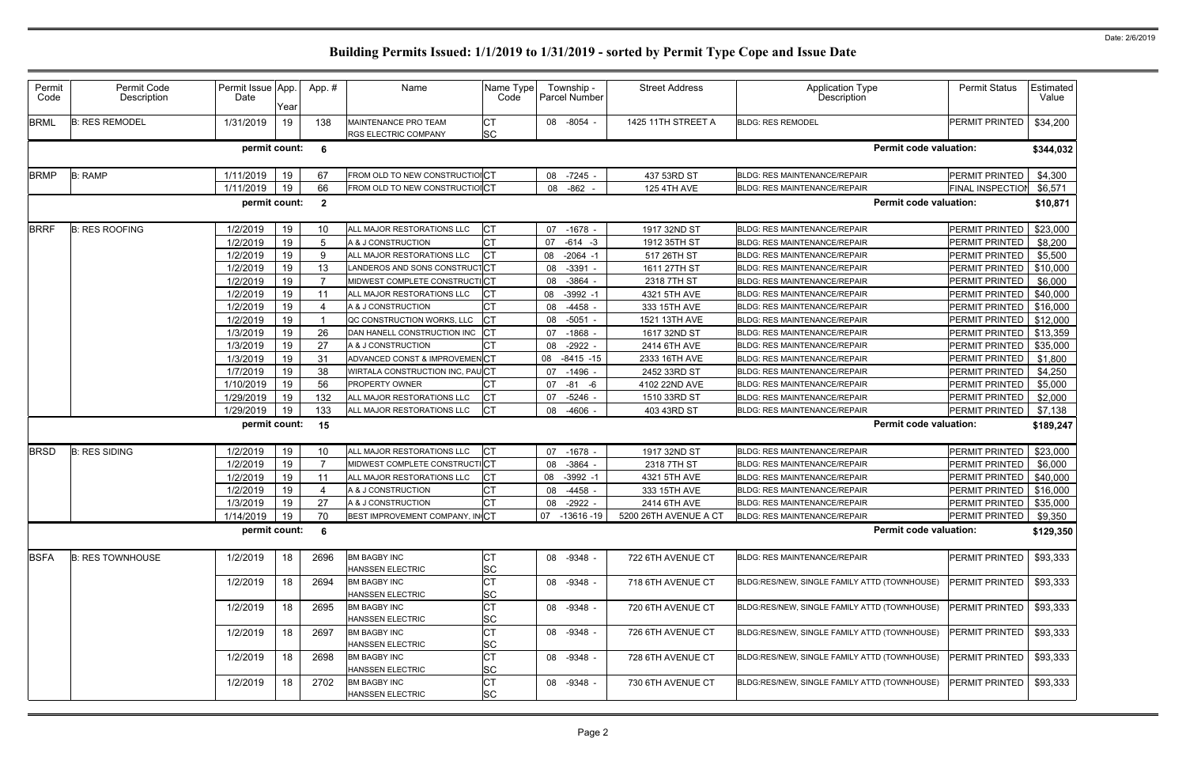# Building Permits Issued: 1/1/2019 to 1/31/2019 - sorted by Permit Type Cope and Issue Date

| Permit Code | Permit Code Description | Permit Issue Date | App. Year | App. # | Name | Name Type Code | Township - Parcel Number | Street Address | Application Type Description | Permit Status | Estimated Value |
|---|---|---|---|---|---|---|---|---|---|---|---|
| BRML | B: RES REMODEL | 1/31/2019 | 19 | 138 | MAINTENANCE PRO TEAM<br>RGS ELECTRIC COMPANY | CT<br>SC | 08 -8054 - | 1425 11TH STREET A | BLDG: RES REMODEL | PERMIT PRINTED | $34,200 |
| | | permit count: | | 6 | | | | | Permit code valuation: | | $344,032 |
| BRMP | B: RAMP | 1/11/2019 | 19 | 67 | FROM OLD TO NEW CONSTRUCTIO | CT | 08 -7245 - | 437 53RD ST | BLDG: RES MAINTENANCE/REPAIR | PERMIT PRINTED | $4,300 |
| | | 1/11/2019 | 19 | 66 | FROM OLD TO NEW CONSTRUCTIO | CT | 08 -862 - | 125 4TH AVE | BLDG: RES MAINTENANCE/REPAIR | FINAL INSPECTION | $6,571 |
| | | permit count: | | 2 | | | | | Permit code valuation: | | $10,871 |
| BRRF | B: RES ROOFING | 1/2/2019 | 19 | 10 | ALL MAJOR RESTORATIONS LLC | CT | 07 -1678 - | 1917 32ND ST | BLDG: RES MAINTENANCE/REPAIR | PERMIT PRINTED | $23,000 |
| | | 1/2/2019 | 19 | 5 | A & J CONSTRUCTION | CT | 07 -614 -3 | 1912 35TH ST | BLDG: RES MAINTENANCE/REPAIR | PERMIT PRINTED | $8,200 |
| | | 1/2/2019 | 19 | 9 | ALL MAJOR RESTORATIONS LLC | CT | 08 -2064 -1 | 517 26TH ST | BLDG: RES MAINTENANCE/REPAIR | PERMIT PRINTED | $5,500 |
| | | 1/2/2019 | 19 | 13 | LANDEROS AND SONS CONSTRUCT | CT | 08 -3391 - | 1611 27TH ST | BLDG: RES MAINTENANCE/REPAIR | PERMIT PRINTED | $10,000 |
| | | 1/2/2019 | 19 | 7 | MIDWEST COMPLETE CONSTRUCTI | CT | 08 -3864 - | 2318 7TH ST | BLDG: RES MAINTENANCE/REPAIR | PERMIT PRINTED | $6,000 |
| | | 1/2/2019 | 19 | 11 | ALL MAJOR RESTORATIONS LLC | CT | 08 -3992 -1 | 4321 5TH AVE | BLDG: RES MAINTENANCE/REPAIR | PERMIT PRINTED | $40,000 |
| | | 1/2/2019 | 19 | 4 | A & J CONSTRUCTION | CT | 08 -4458 - | 333 15TH AVE | BLDG: RES MAINTENANCE/REPAIR | PERMIT PRINTED | $16,000 |
| | | 1/2/2019 | 19 | 1 | QC CONSTRUCTION WORKS, LLC | CT | 08 -5051 - | 1521 13TH AVE | BLDG: RES MAINTENANCE/REPAIR | PERMIT PRINTED | $12,000 |
| | | 1/3/2019 | 19 | 26 | DAN HANELL CONSTRUCTION INC | CT | 07 -1868 - | 1617 32ND ST | BLDG: RES MAINTENANCE/REPAIR | PERMIT PRINTED | $13,359 |
| | | 1/3/2019 | 19 | 27 | A & J CONSTRUCTION | CT | 08 -2922 - | 2414 6TH AVE | BLDG: RES MAINTENANCE/REPAIR | PERMIT PRINTED | $35,000 |
| | | 1/3/2019 | 19 | 31 | ADVANCED CONST & IMPROVEMEN | CT | 08 -8415 -15 | 2333 16TH AVE | BLDG: RES MAINTENANCE/REPAIR | PERMIT PRINTED | $1,800 |
| | | 1/7/2019 | 19 | 38 | WIRTALA CONSTRUCTION INC, PAU | CT | 07 -1496 - | 2452 33RD ST | BLDG: RES MAINTENANCE/REPAIR | PERMIT PRINTED | $4,250 |
| | | 1/10/2019 | 19 | 56 | PROPERTY OWNER | CT | 07 -81 -6 | 4102 22ND AVE | BLDG: RES MAINTENANCE/REPAIR | PERMIT PRINTED | $5,000 |
| | | 1/29/2019 | 19 | 132 | ALL MAJOR RESTORATIONS LLC | CT | 07 -5246 - | 1510 33RD ST | BLDG: RES MAINTENANCE/REPAIR | PERMIT PRINTED | $2,000 |
| | | 1/29/2019 | 19 | 133 | ALL MAJOR RESTORATIONS LLC | CT | 08 -4606 - | 403 43RD ST | BLDG: RES MAINTENANCE/REPAIR | PERMIT PRINTED | $7,138 |
| | | permit count: | | 15 | | | | | Permit code valuation: | | $189,247 |
| BRSD | B: RES SIDING | 1/2/2019 | 19 | 10 | ALL MAJOR RESTORATIONS LLC | CT | 07 -1678 - | 1917 32ND ST | BLDG: RES MAINTENANCE/REPAIR | PERMIT PRINTED | $23,000 |
| | | 1/2/2019 | 19 | 7 | MIDWEST COMPLETE CONSTRUCTI | CT | 08 -3864 - | 2318 7TH ST | BLDG: RES MAINTENANCE/REPAIR | PERMIT PRINTED | $6,000 |
| | | 1/2/2019 | 19 | 11 | ALL MAJOR RESTORATIONS LLC | CT | 08 -3992 -1 | 4321 5TH AVE | BLDG: RES MAINTENANCE/REPAIR | PERMIT PRINTED | $40,000 |
| | | 1/2/2019 | 19 | 4 | A & J CONSTRUCTION | CT | 08 -4458 - | 333 15TH AVE | BLDG: RES MAINTENANCE/REPAIR | PERMIT PRINTED | $16,000 |
| | | 1/3/2019 | 19 | 27 | A & J CONSTRUCTION | CT | 08 -2922 - | 2414 6TH AVE | BLDG: RES MAINTENANCE/REPAIR | PERMIT PRINTED | $35,000 |
| | | 1/14/2019 | 19 | 70 | BEST IMPROVEMENT COMPANY, IN | CT | 07 -13616 -19 | 5200 26TH AVENUE A CT | BLDG: RES MAINTENANCE/REPAIR | PERMIT PRINTED | $9,350 |
| | | permit count: | | 6 | | | | | Permit code valuation: | | $129,350 |
| BSFA | B: RES TOWNHOUSE | 1/2/2019 | 18 | 2696 | BM BAGBY INC<br>HANSSEN ELECTRIC | CT<br>SC | 08 -9348 - | 722 6TH AVENUE CT | BLDG: RES MAINTENANCE/REPAIR | PERMIT PRINTED | $93,333 |
| | | 1/2/2019 | 18 | 2694 | BM BAGBY INC<br>HANSSEN ELECTRIC | CT<br>SC | 08 -9348 - | 718 6TH AVENUE CT | BLDG:RES/NEW, SINGLE FAMILY ATTD (TOWNHOUSE) | PERMIT PRINTED | $93,333 |
| | | 1/2/2019 | 18 | 2695 | BM BAGBY INC<br>HANSSEN ELECTRIC | CT<br>SC | 08 -9348 - | 720 6TH AVENUE CT | BLDG:RES/NEW, SINGLE FAMILY ATTD (TOWNHOUSE) | PERMIT PRINTED | $93,333 |
| | | 1/2/2019 | 18 | 2697 | BM BAGBY INC<br>HANSSEN ELECTRIC | CT<br>SC | 08 -9348 - | 726 6TH AVENUE CT | BLDG:RES/NEW, SINGLE FAMILY ATTD (TOWNHOUSE) | PERMIT PRINTED | $93,333 |
| | | 1/2/2019 | 18 | 2698 | BM BAGBY INC<br>HANSSEN ELECTRIC | CT<br>SC | 08 -9348 - | 728 6TH AVENUE CT | BLDG:RES/NEW, SINGLE FAMILY ATTD (TOWNHOUSE) | PERMIT PRINTED | $93,333 |
| | | 1/2/2019 | 18 | 2702 | BM BAGBY INC<br>HANSSEN ELECTRIC | CT<br>SC | 08 -9348 - | 730 6TH AVENUE CT | BLDG:RES/NEW, SINGLE FAMILY ATTD (TOWNHOUSE) | PERMIT PRINTED | $93,333 |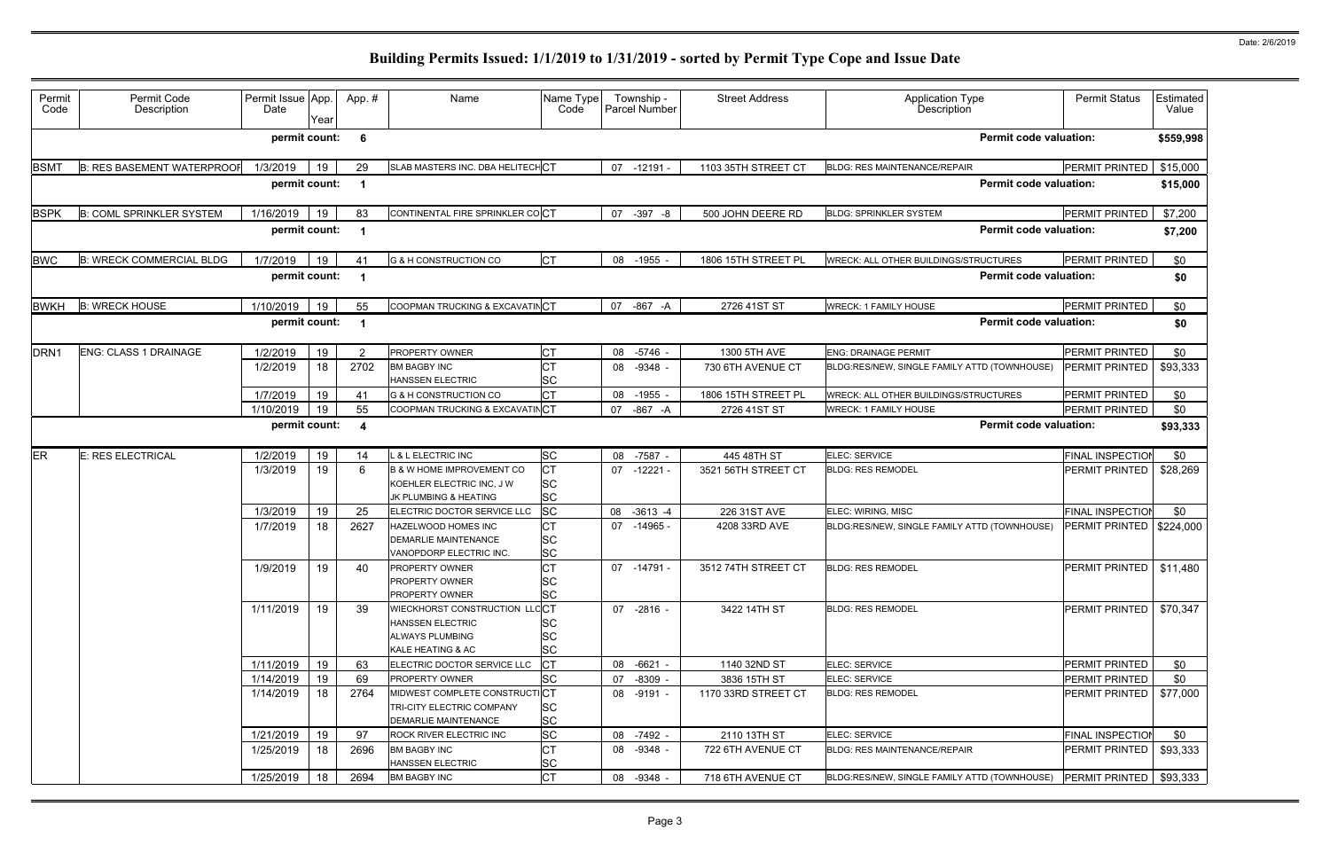# Building Permits Issued: 1/1/2019 to 1/31/2019 - sorted by Permit Type Cope and Issue Date

Date: 2/6/2019

| Permit Code | Permit Code Description | Permit Issue Date | App. Year | App. # | Name | Name Type Code | Township - Parcel Number | Street Address | Application Type Description | Permit Status | Estimated Value |
|---|---|---|---|---|---|---|---|---|---|---|---|
| | | permit count: | | 6 | | | | | Permit code valuation: | | $559,998 |
| BSMT | B: RES BASEMENT WATERPROOF | 1/3/2019 | 19 | 29 | SLAB MASTERS INC. DBA HELITECH | CT | 07 -12191 - | 1103 35TH STREET CT | BLDG: RES MAINTENANCE/REPAIR | PERMIT PRINTED | $15,000 |
| | | permit count: | | 1 | | | | | Permit code valuation: | | $15,000 |
| BSPK | B: COML SPRINKLER SYSTEM | 1/16/2019 | 19 | 83 | CONTINENTAL FIRE SPRINKLER CO | CT | 07 -397 -8 | 500 JOHN DEERE RD | BLDG: SPRINKLER SYSTEM | PERMIT PRINTED | $7,200 |
| | | permit count: | | 1 | | | | | Permit code valuation: | | $7,200 |
| BWC | B: WRECK COMMERCIAL BLDG | 1/7/2019 | 19 | 41 | G & H CONSTRUCTION CO | CT | 08 -1955 - | 1806 15TH STREET PL | WRECK: ALL OTHER BUILDINGS/STRUCTURES | PERMIT PRINTED | $0 |
| | | permit count: | | 1 | | | | | Permit code valuation: | | $0 |
| BWKH | B: WRECK HOUSE | 1/10/2019 | 19 | 55 | COOPMAN TRUCKING & EXCAVATIN | CT | 07 -867 -A | 2726 41ST ST | WRECK: 1 FAMILY HOUSE | PERMIT PRINTED | $0 |
| | | permit count: | | 1 | | | | | Permit code valuation: | | $0 |
| DRN1 | ENG: CLASS 1 DRAINAGE | 1/2/2019 | 19 | 2 | PROPERTY OWNER | CT | 08 -5746 - | 1300 5TH AVE | ENG: DRAINAGE PERMIT | PERMIT PRINTED | $0 |
| | | 1/2/2019 | 18 | 2702 | BM BAGBY INC<br>HANSSEN ELECTRIC | CT<br>SC | 08 -9348 - | 730 6TH AVENUE CT | BLDG:RES/NEW, SINGLE FAMILY ATTD (TOWNHOUSE) | PERMIT PRINTED | $93,333 |
| | | 1/7/2019 | 19 | 41 | G & H CONSTRUCTION CO | CT | 08 -1955 - | 1806 15TH STREET PL | WRECK: ALL OTHER BUILDINGS/STRUCTURES | PERMIT PRINTED | $0 |
| | | 1/10/2019 | 19 | 55 | COOPMAN TRUCKING & EXCAVATIN | CT | 07 -867 -A | 2726 41ST ST | WRECK: 1 FAMILY HOUSE | PERMIT PRINTED | $0 |
| | | permit count: | | 4 | | | | | Permit code valuation: | | $93,333 |
| ER | E: RES ELECTRICAL | 1/2/2019 | 19 | 14 | L & L ELECTRIC INC | SC | 08 -7587 - | 445 48TH ST | ELEC: SERVICE | FINAL INSPECTION | $0 |
| | | 1/3/2019 | 19 | 6 | B & W HOME IMPROVEMENT CO<br>KOEHLER ELECTRIC INC, J W<br>JK PLUMBING & HEATING | CT<br>SC<br>SC | 07 -12221 - | 3521 56TH STREET CT | BLDG: RES REMODEL | PERMIT PRINTED | $28,269 |
| | | 1/3/2019 | 19 | 25 | ELECTRIC DOCTOR SERVICE LLC | SC | 08 -3613 -4 | 226 31ST AVE | ELEC: WIRING, MISC | FINAL INSPECTION | $0 |
| | | 1/7/2019 | 18 | 2627 | HAZELWOOD HOMES INC<br>DEMARLIE MAINTENANCE<br>VANOPDORP ELECTRIC INC. | CT<br>SC<br>SC | 07 -14965 - | 4208 33RD AVE | BLDG:RES/NEW, SINGLE FAMILY ATTD (TOWNHOUSE) | PERMIT PRINTED | $224,000 |
| | | 1/9/2019 | 19 | 40 | PROPERTY OWNER<br>PROPERTY OWNER<br>PROPERTY OWNER | CT<br>SC<br>SC | 07 -14791 - | 3512 74TH STREET CT | BLDG: RES REMODEL | PERMIT PRINTED | $11,480 |
| | | 1/11/2019 | 19 | 39 | WIECKHORST CONSTRUCTION LLC<br>HANSSEN ELECTRIC<br>ALWAYS PLUMBING<br>KALE HEATING & AC | CT<br>SC<br>SC<br>SC | 07 -2816 - | 3422 14TH ST | BLDG: RES REMODEL | PERMIT PRINTED | $70,347 |
| | | 1/11/2019 | 19 | 63 | ELECTRIC DOCTOR SERVICE LLC | CT | 08 -6621 - | 1140 32ND ST | ELEC: SERVICE | PERMIT PRINTED | $0 |
| | | 1/14/2019 | 19 | 69 | PROPERTY OWNER | SC | 07 -8309 - | 3836 15TH ST | ELEC: SERVICE | PERMIT PRINTED | $0 |
| | | 1/14/2019 | 18 | 2764 | MIDWEST COMPLETE CONSTRUCTI<br>TRI-CITY ELECTRIC COMPANY<br>DEMARLIE MAINTENANCE | CT<br>SC<br>SC | 08 -9191 - | 1170 33RD STREET CT | BLDG: RES REMODEL | PERMIT PRINTED | $77,000 |
| | | 1/21/2019 | 19 | 97 | ROCK RIVER ELECTRIC INC | SC | 08 -7492 - | 2110 13TH ST | ELEC: SERVICE | FINAL INSPECTION | $0 |
| | | 1/25/2019 | 18 | 2696 | BM BAGBY INC<br>HANSSEN ELECTRIC | CT<br>SC | 08 -9348 - | 722 6TH AVENUE CT | BLDG: RES MAINTENANCE/REPAIR | PERMIT PRINTED | $93,333 |
| | | 1/25/2019 | 18 | 2694 | BM BAGBY INC | CT | 08 -9348 - | 718 6TH AVENUE CT | BLDG:RES/NEW, SINGLE FAMILY ATTD (TOWNHOUSE) | PERMIT PRINTED | $93,333 |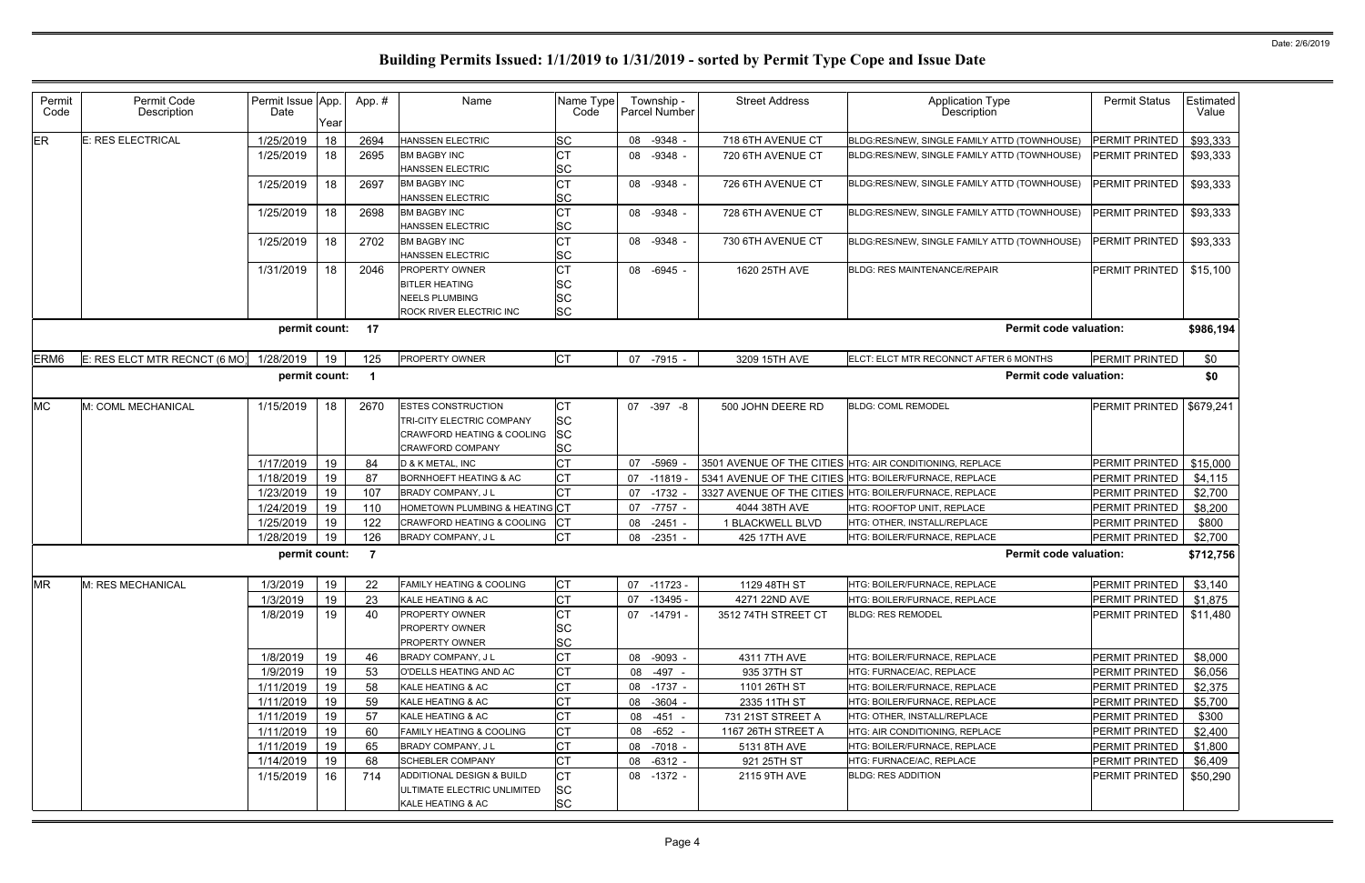# Building Permits Issued: 1/1/2019 to 1/31/2019 - sorted by Permit Type Cope and Issue Date

| Permit Code | Permit Code Description | Permit Issue Date | App. Year | Appl. # | Name | Name Type Code | Township - Parcel Number | Street Address | Application Type Description | Permit Status | Estimated Value |
|---|---|---|---|---|---|---|---|---|---|---|---|
| ER | E: RES ELECTRICAL | 1/25/2019 | 18 | 2694 | HANSSEN ELECTRIC | SC | 08 -9348 - | 718 6TH AVENUE CT | BLDG:RES/NEW, SINGLE FAMILY ATTD (TOWNHOUSE) | PERMIT PRINTED | $93,333 |
| | | 1/25/2019 | 18 | 2695 | BM BAGBY INC<br>HANSSEN ELECTRIC | CT<br>SC | 08 -9348 - | 720 6TH AVENUE CT | BLDG:RES/NEW, SINGLE FAMILY ATTD (TOWNHOUSE) | PERMIT PRINTED | $93,333 |
| | | 1/25/2019 | 18 | 2697 | BM BAGBY INC<br>HANSSEN ELECTRIC | CT<br>SC | 08 -9348 - | 726 6TH AVENUE CT | BLDG:RES/NEW, SINGLE FAMILY ATTD (TOWNHOUSE) | PERMIT PRINTED | $93,333 |
| | | 1/25/2019 | 18 | 2698 | BM BAGBY INC<br>HANSSEN ELECTRIC | CT<br>SC | 08 -9348 - | 728 6TH AVENUE CT | BLDG:RES/NEW, SINGLE FAMILY ATTD (TOWNHOUSE) | PERMIT PRINTED | $93,333 |
| | | 1/25/2019 | 18 | 2702 | BM BAGBY INC<br>HANSSEN ELECTRIC | CT<br>SC | 08 -9348 - | 730 6TH AVENUE CT | BLDG:RES/NEW, SINGLE FAMILY ATTD (TOWNHOUSE) | PERMIT PRINTED | $93,333 |
| | | 1/31/2019 | 18 | 2046 | PROPERTY OWNER<br>BITLER HEATING<br>NEELS PLUMBING<br>ROCK RIVER ELECTRIC INC | CT<br>SC<br>SC<br>SC | 08 -6945 - | 1620 25TH AVE | BLDG: RES MAINTENANCE/REPAIR | PERMIT PRINTED | $15,100 |
| | | permit count: | | 17 | | | | | Permit code valuation: | | $986,194 |
| ERM6 | E: RES ELCT MTR RECNCT (6 MO) | 1/28/2019 | 19 | 125 | PROPERTY OWNER | CT | 07 -7915 - | 3209 15TH AVE | ELCT: ELCT MTR RECONNCT AFTER 6 MONTHS | PERMIT PRINTED | $0 |
| | | permit count: | | 1 | | | | | Permit code valuation: | | $0 |
| MC | M: COML MECHANICAL | 1/15/2019 | 18 | 2670 | ESTES CONSTRUCTION<br>TRI-CITY ELECTRIC COMPANY<br>CRAWFORD HEATING & COOLING<br>CRAWFORD COMPANY | CT<br>SC<br>SC<br>SC | 07 -397 -8 | 500 JOHN DEERE RD | BLDG: COML REMODEL | PERMIT PRINTED | $679,241 |
| | | 1/17/2019 | 19 | 84 | D & K METAL, INC | CT | 07 -5969 - | 3501 AVENUE OF THE CITIES | HTG: AIR CONDITIONING, REPLACE | PERMIT PRINTED | $15,000 |
| | | 1/18/2019 | 19 | 87 | BORNHOEFT HEATING & AC | CT | 07 -11819 - | 5341 AVENUE OF THE CITIES | HTG: BOILER/FURNACE, REPLACE | PERMIT PRINTED | $4,115 |
| | | 1/23/2019 | 19 | 107 | BRADY COMPANY, J L | CT | 07 -1732 - | 3327 AVENUE OF THE CITIES | HTG: BOILER/FURNACE, REPLACE | PERMIT PRINTED | $2,700 |
| | | 1/24/2019 | 19 | 110 | HOMETOWN PLUMBING & HEATING | CT | 07 -7757 - | 4044 38TH AVE | HTG: ROOFTOP UNIT, REPLACE | PERMIT PRINTED | $8,200 |
| | | 1/25/2019 | 19 | 122 | CRAWFORD HEATING & COOLING | CT | 08 -2451 - | 1 BLACKWELL BLVD | HTG: OTHER, INSTALL/REPLACE | PERMIT PRINTED | $800 |
| | | 1/28/2019 | 19 | 126 | BRADY COMPANY, J L | CT | 08 -2351 - | 425 17TH AVE | HTG: BOILER/FURNACE, REPLACE | PERMIT PRINTED | $2,700 |
| | | permit count: | | 7 | | | | | Permit code valuation: | | $712,756 |
| MR | M: RES MECHANICAL | 1/3/2019 | 19 | 22 | FAMILY HEATING & COOLING | CT | 07 -11723 - | 1129 48TH ST | HTG: BOILER/FURNACE, REPLACE | PERMIT PRINTED | $3,140 |
| | | 1/3/2019 | 19 | 23 | KALE HEATING & AC | CT | 07 -13495 - | 4271 22ND AVE | HTG: BOILER/FURNACE, REPLACE | PERMIT PRINTED | $1,875 |
| | | 1/8/2019 | 19 | 40 | PROPERTY OWNER<br>PROPERTY OWNER<br>PROPERTY OWNER | CT<br>SC<br>SC | 07 -14791 - | 3512 74TH STREET CT | BLDG: RES REMODEL | PERMIT PRINTED | $11,480 |
| | | 1/8/2019 | 19 | 46 | BRADY COMPANY, J L | CT | 08 -9093 - | 4311 7TH AVE | HTG: BOILER/FURNACE, REPLACE | PERMIT PRINTED | $8,000 |
| | | 1/9/2019 | 19 | 53 | O'DELLS HEATING AND AC | CT | 08 -497 - | 935 37TH ST | HTG: FURNACE/AC, REPLACE | PERMIT PRINTED | $6,056 |
| | | 1/11/2019 | 19 | 58 | KALE HEATING & AC | CT | 08 -1737 - | 1101 26TH ST | HTG: BOILER/FURNACE, REPLACE | PERMIT PRINTED | $2,375 |
| | | 1/11/2019 | 19 | 59 | KALE HEATING & AC | CT | 08 -3604 - | 2335 11TH ST | HTG: BOILER/FURNACE, REPLACE | PERMIT PRINTED | $5,700 |
| | | 1/11/2019 | 19 | 57 | KALE HEATING & AC | CT | 08 -451 - | 731 21ST STREET A | HTG: OTHER, INSTALL/REPLACE | PERMIT PRINTED | $300 |
| | | 1/11/2019 | 19 | 60 | FAMILY HEATING & COOLING | CT | 08 -652 - | 1167 26TH STREET A | HTG: AIR CONDITIONING, REPLACE | PERMIT PRINTED | $2,400 |
| | | 1/11/2019 | 19 | 65 | BRADY COMPANY, J L | CT | 08 -7018 - | 5131 8TH AVE | HTG: BOILER/FURNACE, REPLACE | PERMIT PRINTED | $1,800 |
| | | 1/14/2019 | 19 | 68 | SCHEBLER COMPANY | CT | 08 -6312 - | 921 25TH ST | HTG: FURNACE/AC, REPLACE | PERMIT PRINTED | $6,409 |
| | | 1/15/2019 | 16 | 714 | ADDITIONAL DESIGN & BUILD<br>ULTIMATE ELECTRIC UNLIMITED<br>KALE HEATING & AC | CT<br>SC<br>SC | 08 -1372 - | 2115 9TH AVE | BLDG: RES ADDITION | PERMIT PRINTED | $50,290 |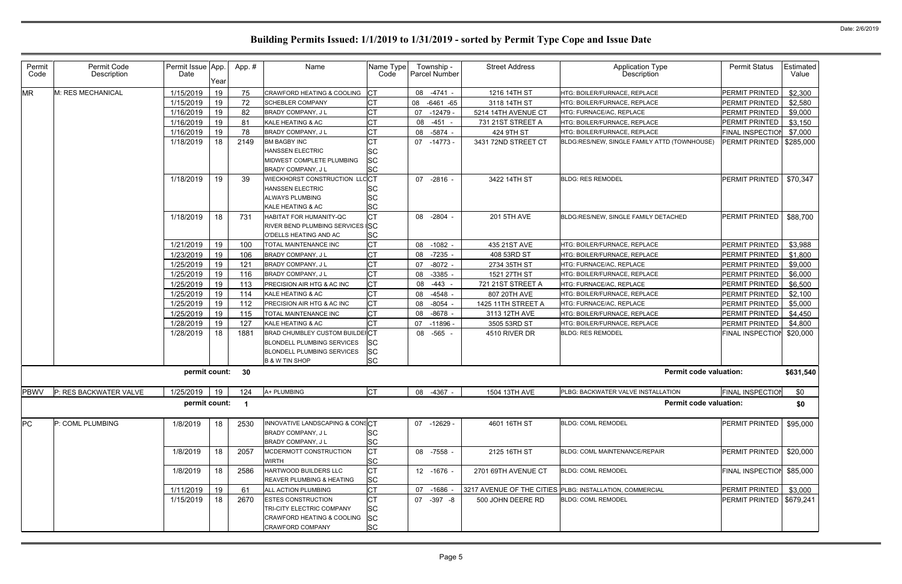# Building Permits Issued: 1/1/2019 to 1/31/2019 - sorted by Permit Type Cope and Issue Date

| Permit Code | Permit Code Description | Permit Issue Date | App. Year | App. # | Name | Name Type Code | Township - Parcel Number | Street Address | Application Type Description | Permit Status | Estimated Value |
|---|---|---|---|---|---|---|---|---|---|---|---|
| MR | M: RES MECHANICAL | 1/15/2019 | 19 | 75 | CRAWFORD HEATING & COOLING | CT | 08 -4741 - | 1216 14TH ST | HTG: BOILER/FURNACE, REPLACE | PERMIT PRINTED | $2,300 |
| | | 1/15/2019 | 19 | 72 | SCHEBLER COMPANY | CT | 08 -6461 -65 | 3118 14TH ST | HTG: BOILER/FURNACE, REPLACE | PERMIT PRINTED | $2,580 |
| | | 1/16/2019 | 19 | 82 | BRADY COMPANY, J L | CT | 07 -12479 - | 5214 14TH AVENUE CT | HTG: FURNACE/AC, REPLACE | PERMIT PRINTED | $9,000 |
| | | 1/16/2019 | 19 | 81 | KALE HEATING & AC | CT | 08 -451 - | 731 21ST STREET A | HTG: BOILER/FURNACE, REPLACE | PERMIT PRINTED | $3,150 |
| | | 1/16/2019 | 19 | 78 | BRADY COMPANY, J L | CT | 08 -5874 - | 424 9TH ST | HTG: BOILER/FURNACE, REPLACE | FINAL INSPECTION | $7,000 |
| | | 1/18/2019 | 18 | 2149 | BM BAGBY INC<br>HANSSEN ELECTRIC<br>MIDWEST COMPLETE PLUMBING<br>BRADY COMPANY, J L | CT<br>SC<br>SC<br>SC | 07 -14773 - | 3431 72ND STREET CT | BLDG:RES/NEW, SINGLE FAMILY ATTD (TOWNHOUSE) | PERMIT PRINTED | $285,000 |
| | | 1/18/2019 | 19 | 39 | WIECKHORST CONSTRUCTION LLC<br>HANSSEN ELECTRIC<br>ALWAYS PLUMBING<br>KALE HEATING & AC | CT<br>SC<br>SC<br>SC | 07 -2816 - | 3422 14TH ST | BLDG: RES REMODEL | PERMIT PRINTED | $70,347 |
| | | 1/18/2019 | 18 | 731 | HABITAT FOR HUMANITY-QC<br>RIVER BEND PLUMBING SERVICES I<br>O'DELLS HEATING AND AC | CT<br>SC<br>SC | 08 -2804 - | 201 5TH AVE | BLDG:RES/NEW, SINGLE FAMILY DETACHED | PERMIT PRINTED | $88,700 |
| | | 1/21/2019 | 19 | 100 | TOTAL MAINTENANCE INC | CT | 08 -1082 - | 435 21ST AVE | HTG: BOILER/FURNACE, REPLACE | PERMIT PRINTED | $3,988 |
| | | 1/23/2019 | 19 | 106 | BRADY COMPANY, J L | CT | 08 -7235 - | 408 53RD ST | HTG: BOILER/FURNACE, REPLACE | PERMIT PRINTED | $1,800 |
| | | 1/25/2019 | 19 | 121 | BRADY COMPANY, J L | CT | 07 -8072 - | 2734 35TH ST | HTG: FURNACE/AC, REPLACE | PERMIT PRINTED | $9,000 |
| | | 1/25/2019 | 19 | 116 | BRADY COMPANY, J L | CT | 08 -3385 - | 1521 27TH ST | HTG: BOILER/FURNACE, REPLACE | PERMIT PRINTED | $6,000 |
| | | 1/25/2019 | 19 | 113 | PRECISION AIR HTG & AC INC | CT | 08 -443 - | 721 21ST STREET A | HTG: FURNACE/AC, REPLACE | PERMIT PRINTED | $6,500 |
| | | 1/25/2019 | 19 | 114 | KALE HEATING & AC | CT | 08 -4548 - | 807 20TH AVE | HTG: BOILER/FURNACE, REPLACE | PERMIT PRINTED | $2,100 |
| | | 1/25/2019 | 19 | 112 | PRECISION AIR HTG & AC INC | CT | 08 -8054 - | 1425 11TH STREET A | HTG: FURNACE/AC, REPLACE | PERMIT PRINTED | $5,000 |
| | | 1/25/2019 | 19 | 115 | TOTAL MAINTENANCE INC | CT | 08 -8678 - | 3113 12TH AVE | HTG: BOILER/FURNACE, REPLACE | PERMIT PRINTED | $4,450 |
| | | 1/28/2019 | 19 | 127 | KALE HEATING & AC | CT | 07 -11896 - | 3505 53RD ST | HTG: BOILER/FURNACE, REPLACE | PERMIT PRINTED | $4,800 |
| | | 1/28/2019 | 18 | 1881 | BRAD CHUMBLEY CUSTOM BUILDER<br>BLONDELL PLUMBING SERVICES<br>BLONDELL PLUMBING SERVICES<br>B & W TIN SHOP | CT<br>SC<br>SC<br>SC | 08 -565 - | 4510 RIVER DR | BLDG: RES REMODEL | FINAL INSPECTION | $20,000 |
| | | **permit count:** | | **30** | | | | | **Permit code valuation:** | | **$631,540** |
| PBWV | P: RES BACKWATER VALVE | 1/25/2019 | 19 | 124 | A+ PLUMBING | CT | 08 -4367 - | 1504 13TH AVE | PLBG: BACKWATER VALVE INSTALLATION | FINAL INSPECTION | $0 |
| | | **permit count:** | | **1** | | | | | **Permit code valuation:** | | **$0** |
| PC | P: COML PLUMBING | 1/8/2019 | 18 | 2530 | INNOVATIVE LANDSCAPING & CONS<br>BRADY COMPANY, J L<br>BRADY COMPANY, J L | CT<br>SC<br>SC | 07 -12629 - | 4601 16TH ST | BLDG: COML REMODEL | PERMIT PRINTED | $95,000 |
| | | 1/8/2019 | 18 | 2057 | MCDERMOTT CONSTRUCTION<br>WIRTH | CT<br>SC | 08 -7558 - | 2125 16TH ST | BLDG: COML MAINTENANCE/REPAIR | PERMIT PRINTED | $20,000 |
| | | 1/8/2019 | 18 | 2586 | HARTWOOD BUILDERS LLC<br>REAVER PLUMBING & HEATING | CT<br>SC | 12 -1676 - | 2701 69TH AVENUE CT | BLDG: COML REMODEL | FINAL INSPECTION | $85,000 |
| | | 1/11/2019 | 19 | 61 | ALL ACTION PLUMBING | CT | 07 -1686 - | 3217 AVENUE OF THE CITIES | PLBG: INSTALLATION, COMMERCIAL | PERMIT PRINTED | $3,000 |
| | | 1/15/2019 | 18 | 2670 | ESTES CONSTRUCTION<br>TRI-CITY ELECTRIC COMPANY<br>CRAWFORD HEATING & COOLING<br>CRAWFORD COMPANY | CT<br>SC<br>SC<br>SC | 07 -397 -8 | 500 JOHN DEERE RD | BLDG: COML REMODEL | PERMIT PRINTED | $679,241 |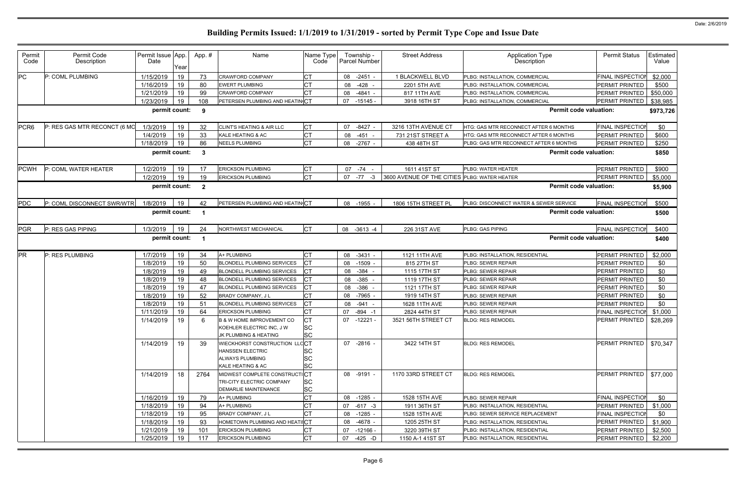# Building Permits Issued: 1/1/2019 to 1/31/2019 - sorted by Permit Type Cope and Issue Date

Date: 2/6/2019

| Permit Code | Permit Code Description | Permit Issue Date | App. Year | App. # | Name | Name Type Code | Township - Parcel Number | Street Address | Application Type Description | Permit Status | Estimated Value |
|---|---|---|---|---|---|---|---|---|---|---|---|
| PC | P: COML PLUMBING | 1/15/2019 | 19 | 73 | CRAWFORD COMPANY | CT | 08 -2451 - | 1 BLACKWELL BLVD | PLBG: INSTALLATION, COMMERCIAL | FINAL INSPECTION | $2,000 |
| | | 1/16/2019 | 19 | 80 | EWERT PLUMBING | CT | 08 -428 - | 2201 5TH AVE | PLBG: INSTALLATION, COMMERCIAL | PERMIT PRINTED | $500 |
| | | 1/21/2019 | 19 | 99 | CRAWFORD COMPANY | CT | 08 -4841 - | 817 11TH AVE | PLBG: INSTALLATION, COMMERCIAL | PERMIT PRINTED | $50,000 |
| | | 1/23/2019 | 19 | 108 | PETERSEN PLUMBING AND HEATING | CT | 07 -15145 - | 3918 16TH ST | PLBG: INSTALLATION, COMMERCIAL | PERMIT PRINTED | $38,985 |
| | | **permit count:** | | **9** | | | | | **Permit code valuation:** | | **$973,726** |
| PCR6 | P: RES GAS MTR RECONCT (6 MO | 1/3/2019 | 19 | 32 | CLINT'S HEATING & AIR LLC | CT | 07 -8427 - | 3216 13TH AVENUE CT | HTG: GAS MTR RECONNECT AFTER 6 MONTHS | FINAL INSPECTION | $0 |
| | | 1/4/2019 | 19 | 33 | KALE HEATING & AC | CT | 08 -451 - | 731 21ST STREET A | HTG: GAS MTR RECONNECT AFTER 6 MONTHS | PERMIT PRINTED | $600 |
| | | 1/18/2019 | 19 | 86 | NEELS PLUMBING | CT | 08 -2767 - | 438 48TH ST | PLBG: GAS MTR RECONNECT AFTER 6 MONTHS | PERMIT PRINTED | $250 |
| | | **permit count:** | | **3** | | | | | **Permit code valuation:** | | **$850** |
| PCWH | P: COML WATER HEATER | 1/2/2019 | 19 | 17 | ERICKSON PLUMBING | CT | 07 -74 - | 1611 41ST ST | PLBG: WATER HEATER | PERMIT PRINTED | $900 |
| | | 1/2/2019 | 19 | 19 | ERICKSON PLUMBING | CT | 07 -77 -3 | 3600 AVENUE OF THE CITIES | PLBG: WATER HEATER | PERMIT PRINTED | $5,000 |
| | | **permit count:** | | **2** | | | | | **Permit code valuation:** | | **$5,900** |
| PDC | P: COML DISCONNECT SWR/WTR | 1/8/2019 | 19 | 42 | PETERSEN PLUMBING AND HEATING | CT | 08 -1955 - | 1806 15TH STREET PL | PLBG: DISCONNECT WATER & SEWER SERVICE | FINAL INSPECTION | $500 |
| | | **permit count:** | | **1** | | | | | **Permit code valuation:** | | **$500** |
| PGR | P: RES GAS PIPING | 1/3/2019 | 19 | 24 | NORTHWEST MECHANICAL | CT | 08 -3613 -4 | 226 31ST AVE | PLBG: GAS PIPING | FINAL INSPECTION | $400 |
| | | **permit count:** | | **1** | | | | | **Permit code valuation:** | | **$400** |
| PR | P: RES PLUMBING | 1/7/2019 | 19 | 34 | A+ PLUMBING | CT | 08 -3431 - | 1121 11TH AVE | PLBG: INSTALLATION, RESIDENTIAL | PERMIT PRINTED | $2,000 |
| | | 1/8/2019 | 19 | 50 | BLONDELL PLUMBING SERVICES | CT | 08 -1509 - | 815 27TH ST | PLBG: SEWER REPAIR | PERMIT PRINTED | $0 |
| | | 1/8/2019 | 19 | 49 | BLONDELL PLUMBING SERVICES | CT | 08 -384 - | 1115 17TH ST | PLBG: SEWER REPAIR | PERMIT PRINTED | $0 |
| | | 1/8/2019 | 19 | 48 | BLONDELL PLUMBING SERVICES | CT | 08 -385 - | 1119 17TH ST | PLBG: SEWER REPAIR | PERMIT PRINTED | $0 |
| | | 1/8/2019 | 19 | 47 | BLONDELL PLUMBING SERVICES | CT | 08 -386 - | 1121 17TH ST | PLBG: SEWER REPAIR | PERMIT PRINTED | $0 |
| | | 1/8/2019 | 19 | 52 | BRADY COMPANY, J L | CT | 08 -7965 - | 1919 14TH ST | PLBG: SEWER REPAIR | PERMIT PRINTED | $0 |
| | | 1/8/2019 | 19 | 51 | BLONDELL PLUMBING SERVICES | CT | 08 -941 - | 1628 11TH AVE | PLBG: SEWER REPAIR | PERMIT PRINTED | $0 |
| | | 1/11/2019 | 19 | 64 | ERICKSON PLUMBING | CT | 07 -894 -1 | 2824 44TH ST | PLBG: SEWER REPAIR | FINAL INSPECTION | $1,000 |
| | | 1/14/2019 | 19 | 6 | B & W HOME IMPROVEMENT CO<br>KOEHLER ELECTRIC INC, J W<br>JK PLUMBING & HEATING | CT<br>SC<br>SC | 07 -12221 - | 3521 56TH STREET CT | BLDG: RES REMODEL | PERMIT PRINTED | $28,269 |
| | | 1/14/2019 | 19 | 39 | WIECKHORST CONSTRUCTION LLC<br>HANSSEN ELECTRIC<br>ALWAYS PLUMBING<br>KALE HEATING & AC | CT<br>SC<br>SC<br>SC | 07 -2816 - | 3422 14TH ST | BLDG: RES REMODEL | PERMIT PRINTED | $70,347 |
| | | 1/14/2019 | 18 | 2764 | MIDWEST COMPLETE CONSTRUCTI<br>TRI-CITY ELECTRIC COMPANY<br>DEMARLIE MAINTENANCE | CT<br>SC<br>SC | 08 -9191 - | 1170 33RD STREET CT | BLDG: RES REMODEL | PERMIT PRINTED | $77,000 |
| | | 1/16/2019 | 19 | 79 | A+ PLUMBING | CT | 08 -1285 - | 1528 15TH AVE | PLBG: SEWER REPAIR | FINAL INSPECTION | $0 |
| | | 1/18/2019 | 19 | 94 | A+ PLUMBING | CT | 07 -617 -3 | 1911 36TH ST | PLBG: INSTALLATION, RESIDENTIAL | PERMIT PRINTED | $1,000 |
| | | 1/18/2019 | 19 | 95 | BRADY COMPANY, J L | CT | 08 -1285 - | 1528 15TH AVE | PLBG: SEWER SERVICE REPLACEMENT | FINAL INSPECTION | $0 |
| | | 1/18/2019 | 19 | 93 | HOMETOWN PLUMBING AND HEATII | CT | 08 -4678 - | 1205 25TH ST | PLBG: INSTALLATION, RESIDENTIAL | PERMIT PRINTED | $1,900 |
| | | 1/21/2019 | 19 | 101 | ERICKSON PLUMBING | CT | 07 -12166 - | 3220 39TH ST | PLBG: INSTALLATION, RESIDENTIAL | PERMIT PRINTED | $2,500 |
| | | 1/25/2019 | 19 | 117 | ERICKSON PLUMBING | CT | 07 -425 -D | 1150 A-1 41ST ST | PLBG: INSTALLATION, RESIDENTIAL | PERMIT PRINTED | $2,200 |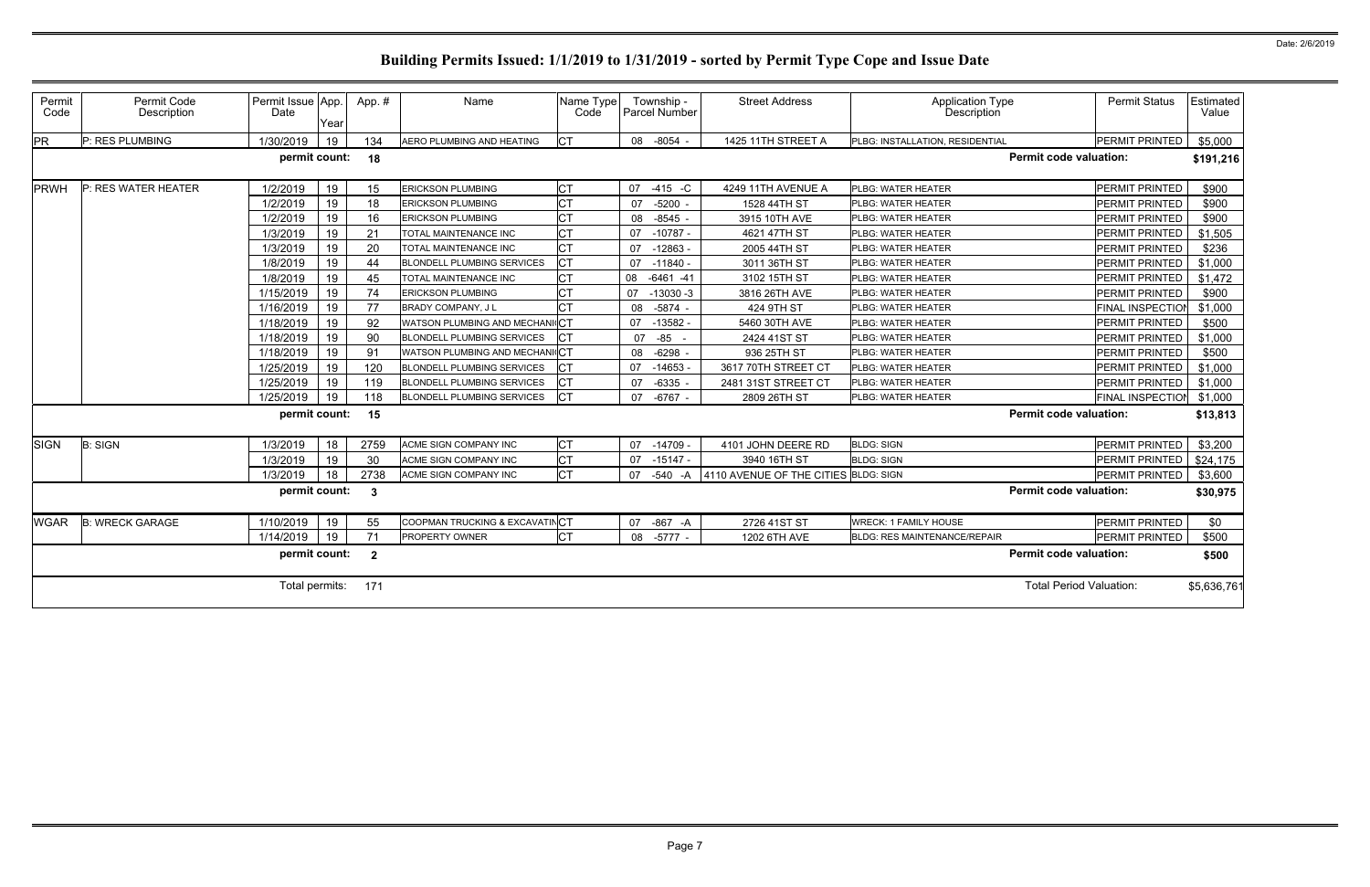# Building Permits Issued: 1/1/2019 to 1/31/2019 - sorted by Permit Type Cope and Issue Date

Date: 2/6/2019

| Permit Code | Permit Code Description | Permit Issue Date | App. Year | App. # | Name | Name Type Code | Township - Parcel Number | Street Address | Application Type Description | Permit Status | Estimated Value |
|---|---|---|---|---|---|---|---|---|---|---|---|
| PR | P: RES PLUMBING | 1/30/2019 | 19 | 134 | AERO PLUMBING AND HEATING | CT | 08 -8054 - | 1425 11TH STREET A | PLBG: INSTALLATION, RESIDENTIAL | PERMIT PRINTED | $5,000 |
| | | permit count: | | 18 | | | | | **Permit code valuation:** | | **$191,216** |
| PRWH | P: RES WATER HEATER | 1/2/2019 | 19 | 15 | ERICKSON PLUMBING | CT | 07 -415 -C | 4249 11TH AVENUE A | PLBG: WATER HEATER | PERMIT PRINTED | $900 |
| | | 1/2/2019 | 19 | 18 | ERICKSON PLUMBING | CT | 07 -5200 - | 1528 44TH ST | PLBG: WATER HEATER | PERMIT PRINTED | $900 |
| | | 1/2/2019 | 19 | 16 | ERICKSON PLUMBING | CT | 08 -8545 - | 3915 10TH AVE | PLBG: WATER HEATER | PERMIT PRINTED | $900 |
| | | 1/3/2019 | 19 | 21 | TOTAL MAINTENANCE INC | CT | 07 -10787 - | 4621 47TH ST | PLBG: WATER HEATER | PERMIT PRINTED | $1,505 |
| | | 1/3/2019 | 19 | 20 | TOTAL MAINTENANCE INC | CT | 07 -12863 - | 2005 44TH ST | PLBG: WATER HEATER | PERMIT PRINTED | $236 |
| | | 1/8/2019 | 19 | 44 | BLONDELL PLUMBING SERVICES | CT | 07 -11840 - | 3011 36TH ST | PLBG: WATER HEATER | PERMIT PRINTED | $1,000 |
| | | 1/8/2019 | 19 | 45 | TOTAL MAINTENANCE INC | CT | 08 -6461 -41 | 3102 15TH ST | PLBG: WATER HEATER | PERMIT PRINTED | $1,472 |
| | | 1/15/2019 | 19 | 74 | ERICKSON PLUMBING | CT | 07 -13030 -3 | 3816 26TH AVE | PLBG: WATER HEATER | PERMIT PRINTED | $900 |
| | | 1/16/2019 | 19 | 77 | BRADY COMPANY, J L | CT | 08 -5874 - | 424 9TH ST | PLBG: WATER HEATER | FINAL INSPECTION | $1,000 |
| | | 1/18/2019 | 19 | 92 | WATSON PLUMBING AND MECHANI | CT | 07 -13582 - | 5460 30TH AVE | PLBG: WATER HEATER | PERMIT PRINTED | $500 |
| | | 1/18/2019 | 19 | 90 | BLONDELL PLUMBING SERVICES | CT | 07 -85 - | 2424 41ST ST | PLBG: WATER HEATER | PERMIT PRINTED | $1,000 |
| | | 1/18/2019 | 19 | 91 | WATSON PLUMBING AND MECHANI | CT | 08 -6298 - | 936 25TH ST | PLBG: WATER HEATER | PERMIT PRINTED | $500 |
| | | 1/25/2019 | 19 | 120 | BLONDELL PLUMBING SERVICES | CT | 07 -14653 - | 3617 70TH STREET CT | PLBG: WATER HEATER | PERMIT PRINTED | $1,000 |
| | | 1/25/2019 | 19 | 119 | BLONDELL PLUMBING SERVICES | CT | 07 -6335 - | 2481 31ST STREET CT | PLBG: WATER HEATER | PERMIT PRINTED | $1,000 |
| | | 1/25/2019 | 19 | 118 | BLONDELL PLUMBING SERVICES | CT | 07 -6767 - | 2809 26TH ST | PLBG: WATER HEATER | FINAL INSPECTION | $1,000 |
| | | permit count: | | 15 | | | | | **Permit code valuation:** | | **$13,813** |
| SIGN | B: SIGN | 1/3/2019 | 18 | 2759 | ACME SIGN COMPANY INC | CT | 07 -14709 - | 4101 JOHN DEERE RD | BLDG: SIGN | PERMIT PRINTED | $3,200 |
| | | 1/3/2019 | 19 | 30 | ACME SIGN COMPANY INC | CT | 07 -15147 - | 3940 16TH ST | BLDG: SIGN | PERMIT PRINTED | $24,175 |
| | | 1/3/2019 | 18 | 2738 | ACME SIGN COMPANY INC | CT | 07 -540 -A | 4110 AVENUE OF THE CITIES | BLDG: SIGN | PERMIT PRINTED | $3,600 |
| | | permit count: | | 3 | | | | | **Permit code valuation:** | | **$30,975** |
| WGAR | B: WRECK GARAGE | 1/10/2019 | 19 | 55 | COOPMAN TRUCKING & EXCAVATIN | CT | 07 -867 -A | 2726 41ST ST | WRECK: 1 FAMILY HOUSE | PERMIT PRINTED | $0 |
| | | 1/14/2019 | 19 | 71 | PROPERTY OWNER | CT | 08 -5777 - | 1202 6TH AVE | BLDG: RES MAINTENANCE/REPAIR | PERMIT PRINTED | $500 |
| | | permit count: | | 2 | | | | | **Permit code valuation:** | | **$500** |
| | | Total permits: | | 171 | | | | | Total Period Valuation: | | $5,636,761 |